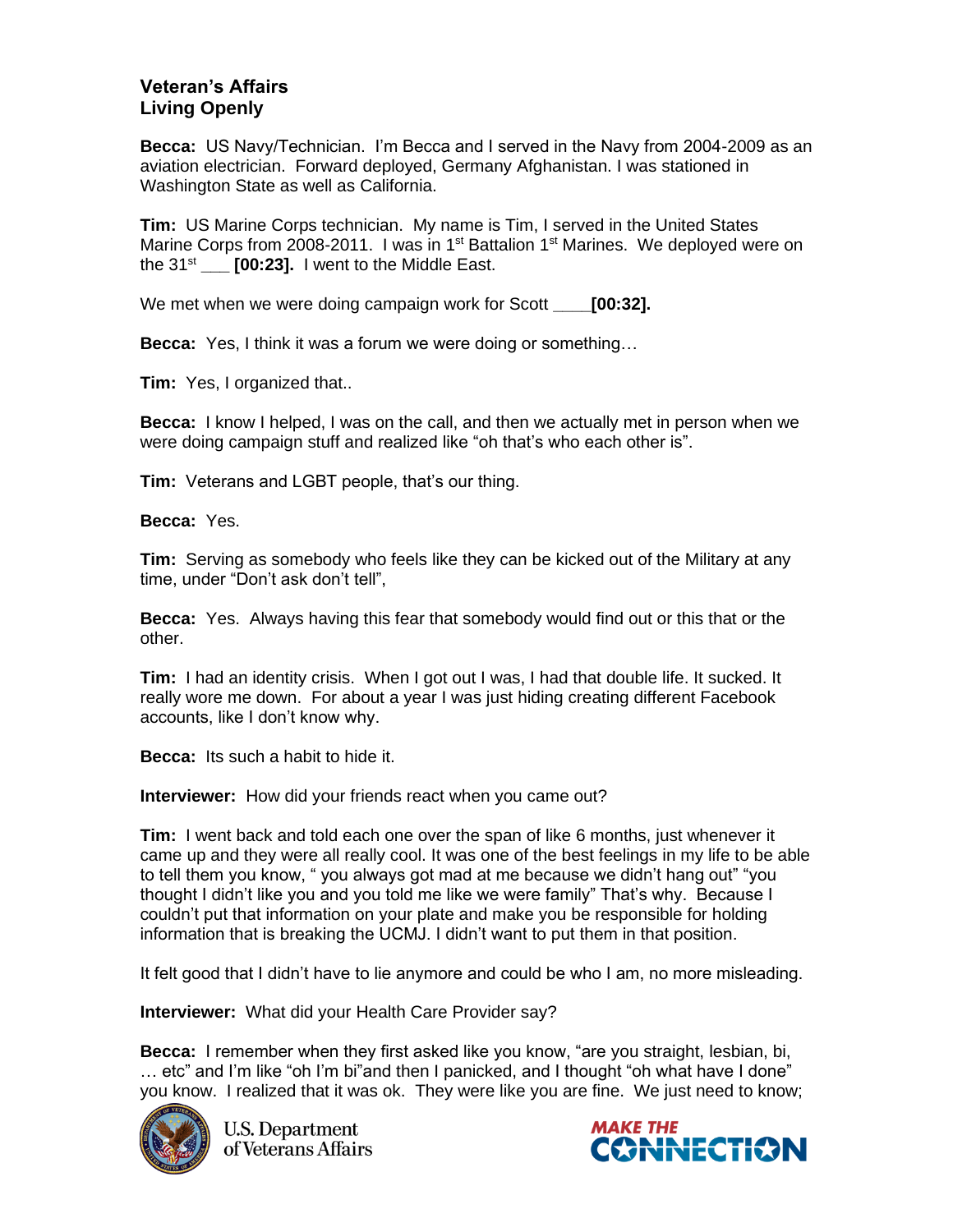**Veteran's Affairs**
**Living Openly**

**Becca:** US Navy/Technician. I'm Becca and I served in the Navy from 2004-2009 as an aviation electrician. Forward deployed, Germany Afghanistan. I was stationed in Washington State as well as California.

**Tim:** US Marine Corps technician. My name is Tim, I served in the United States Marine Corps from 2008-2011. I was in 1st Battalion 1st Marines. We deployed were on the 31st ___ **[00:23].** I went to the Middle East.

We met when we were doing campaign work for Scott ____**[00:32].**

**Becca:** Yes, I think it was a forum we were doing or something…

**Tim:** Yes, I organized that..

**Becca:** I know I helped, I was on the call, and then we actually met in person when we were doing campaign stuff and realized like "oh that's who each other is".

**Tim:** Veterans and LGBT people, that's our thing.

**Becca:** Yes.

**Tim:** Serving as somebody who feels like they can be kicked out of the Military at any time, under "Don't ask don't tell",

**Becca:** Yes. Always having this fear that somebody would find out or this that or the other.

**Tim:** I had an identity crisis. When I got out I was, I had that double life. It sucked. It really wore me down. For about a year I was just hiding creating different Facebook accounts, like I don't know why.

**Becca:** Its such a habit to hide it.

**Interviewer:** How did your friends react when you came out?

**Tim:** I went back and told each one over the span of like 6 months, just whenever it came up and they were all really cool. It was one of the best feelings in my life to be able to tell them you know, " you always got mad at me because we didn't hang out" "you thought I didn't like you and you told me like we were family" That's why. Because I couldn't put that information on your plate and make you be responsible for holding information that is breaking the UCMJ. I didn't want to put them in that position.

It felt good that I didn't have to lie anymore and could be who I am, no more misleading.

**Interviewer:** What did your Health Care Provider say?

**Becca:** I remember when they first asked like you know, "are you straight, lesbian, bi, … etc" and I'm like "oh I'm bi"and then I panicked, and I thought "oh what have I done" you know. I realized that it was ok. They were like you are fine. We just need to know;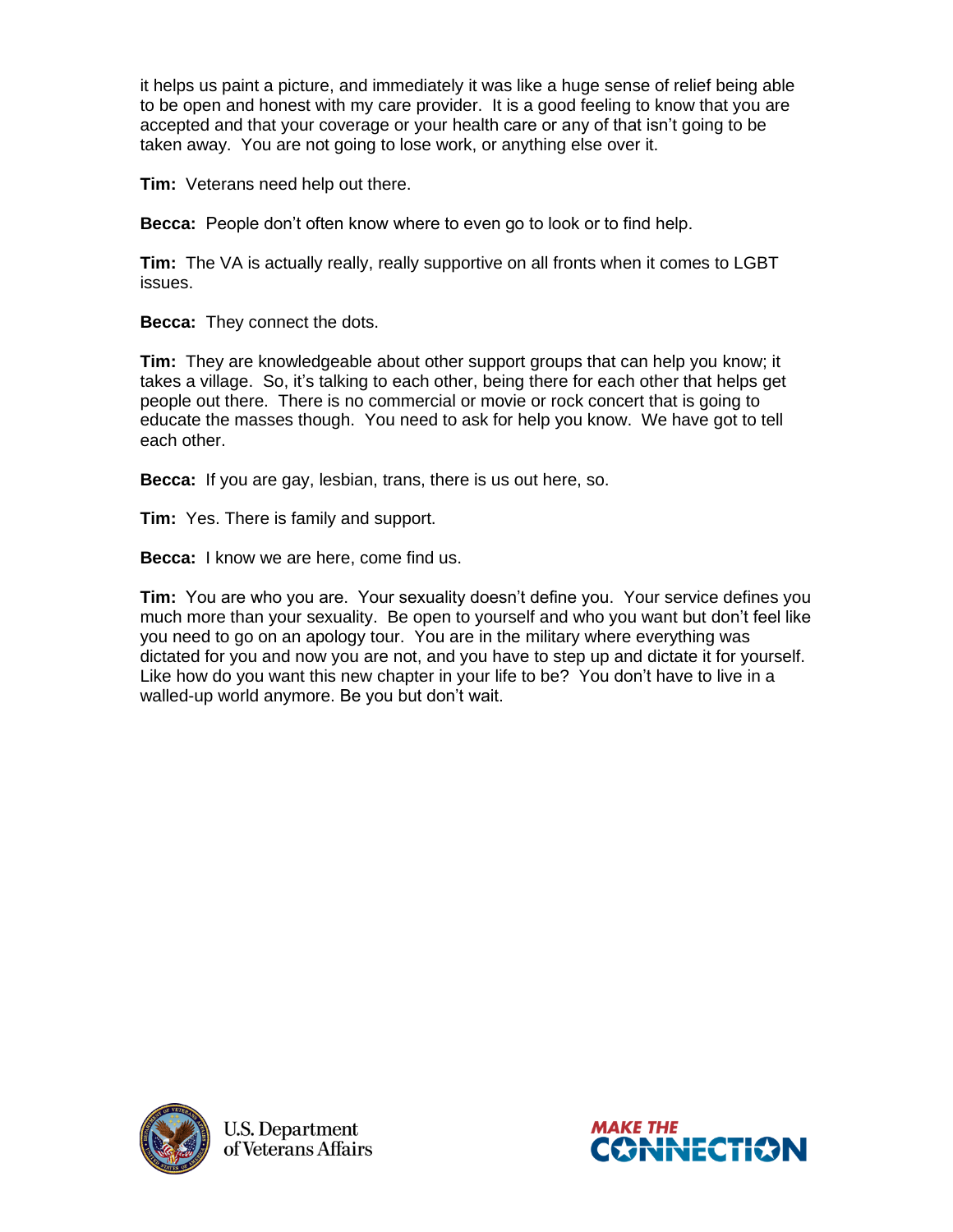it helps us paint a picture, and immediately it was like a huge sense of relief being able to be open and honest with my care provider. It is a good feeling to know that you are accepted and that your coverage or your health care or any of that isn't going to be taken away. You are not going to lose work, or anything else over it.

**Tim:** Veterans need help out there.

**Becca:** People don't often know where to even go to look or to find help.

**Tim:** The VA is actually really, really supportive on all fronts when it comes to LGBT issues.

**Becca:** They connect the dots.

**Tim:** They are knowledgeable about other support groups that can help you know; it takes a village. So, it's talking to each other, being there for each other that helps get people out there. There is no commercial or movie or rock concert that is going to educate the masses though. You need to ask for help you know. We have got to tell each other.

**Becca:** If you are gay, lesbian, trans, there is us out here, so.

**Tim:** Yes. There is family and support.

**Becca:** I know we are here, come find us.

**Tim:** You are who you are. Your sexuality doesn't define you. Your service defines you much more than your sexuality. Be open to yourself and who you want but don't feel like you need to go on an apology tour. You are in the military where everything was dictated for you and now you are not, and you have to step up and dictate it for yourself. Like how do you want this new chapter in your life to be? You don't have to live in a walled-up world anymore. Be you but don't wait.